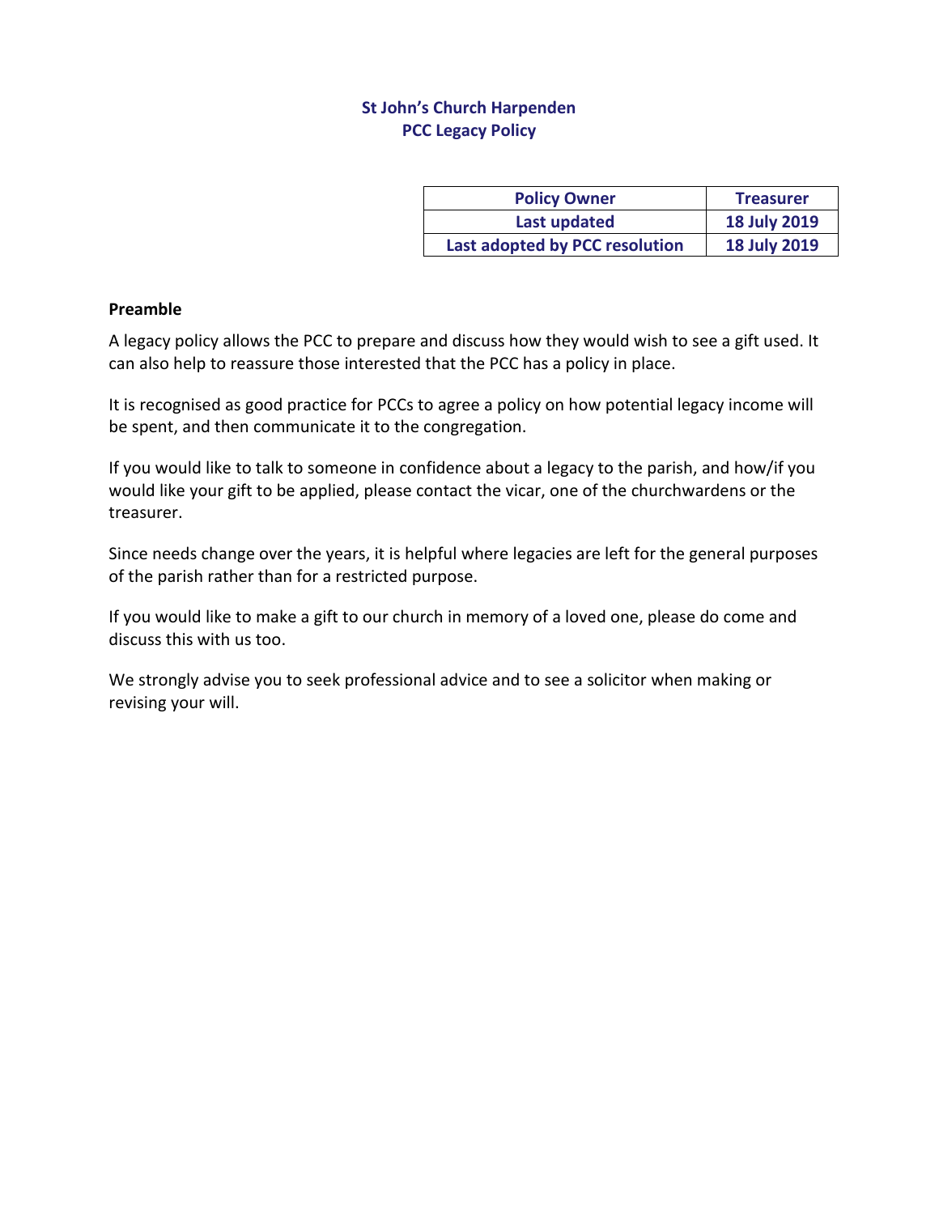# St John's Church Harpenden
## PCC Legacy Policy

| Policy Owner | Treasurer |
|---|---|
| Last updated | 18 July 2019 |
| Last adopted by PCC resolution | 18 July 2019 |

### Preamble

A legacy policy allows the PCC to prepare and discuss how they would wish to see a gift used. It can also help to reassure those interested that the PCC has a policy in place.

It is recognised as good practice for PCCs to agree a policy on how potential legacy income will be spent, and then communicate it to the congregation.

If you would like to talk to someone in confidence about a legacy to the parish, and how/if you would like your gift to be applied, please contact the vicar, one of the churchwardens or the treasurer.

Since needs change over the years, it is helpful where legacies are left for the general purposes of the parish rather than for a restricted purpose.

If you would like to make a gift to our church in memory of a loved one, please do come and discuss this with us too.

We strongly advise you to seek professional advice and to see a solicitor when making or revising your will.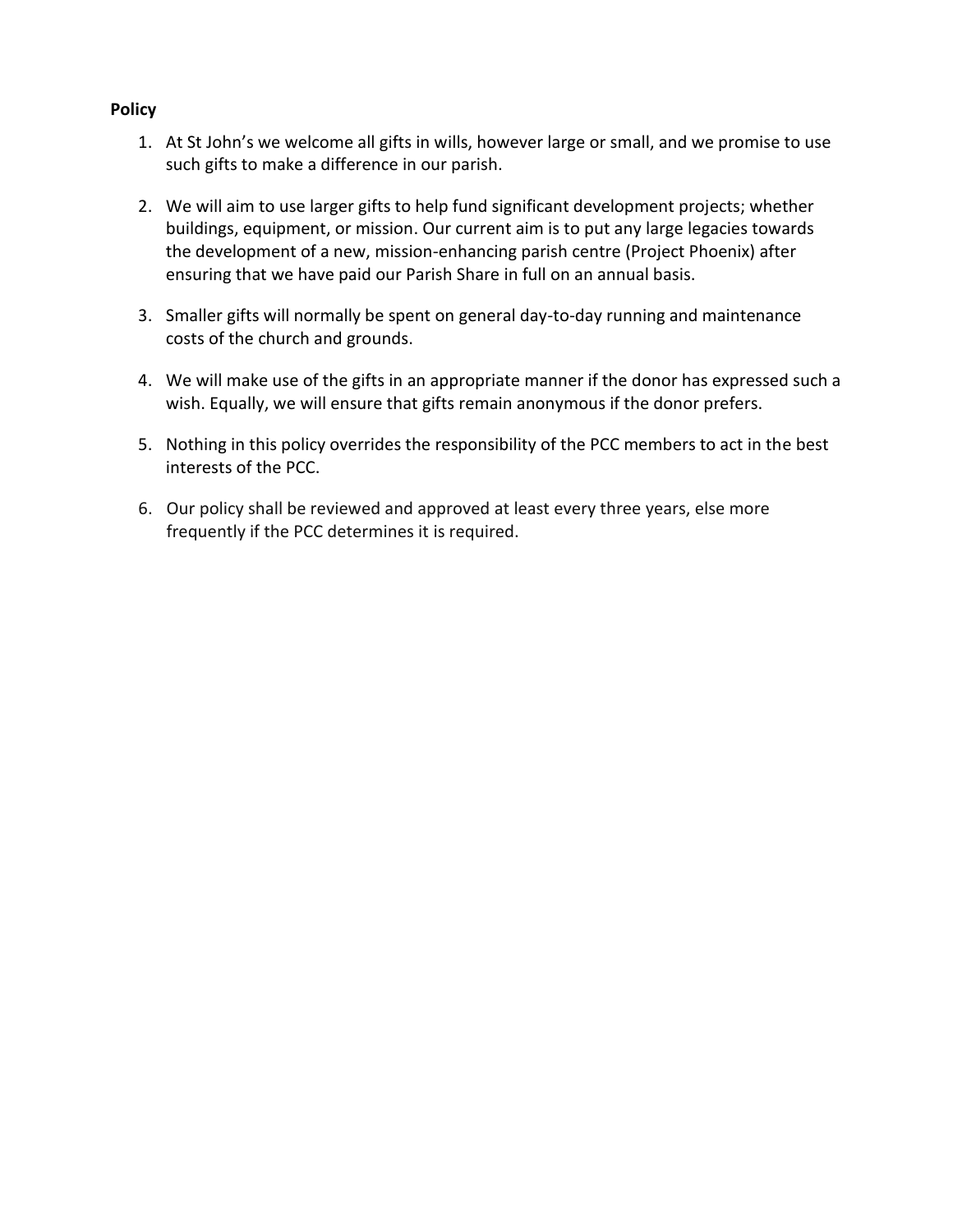**Policy**

1. At St John's we welcome all gifts in wills, however large or small, and we promise to use such gifts to make a difference in our parish.

2. We will aim to use larger gifts to help fund significant development projects; whether buildings, equipment, or mission. Our current aim is to put any large legacies towards the development of a new, mission-enhancing parish centre (Project Phoenix) after ensuring that we have paid our Parish Share in full on an annual basis.

3. Smaller gifts will normally be spent on general day-to-day running and maintenance costs of the church and grounds.

4. We will make use of the gifts in an appropriate manner if the donor has expressed such a wish. Equally, we will ensure that gifts remain anonymous if the donor prefers.

5. Nothing in this policy overrides the responsibility of the PCC members to act in the best interests of the PCC.

6. Our policy shall be reviewed and approved at least every three years, else more frequently if the PCC determines it is required.